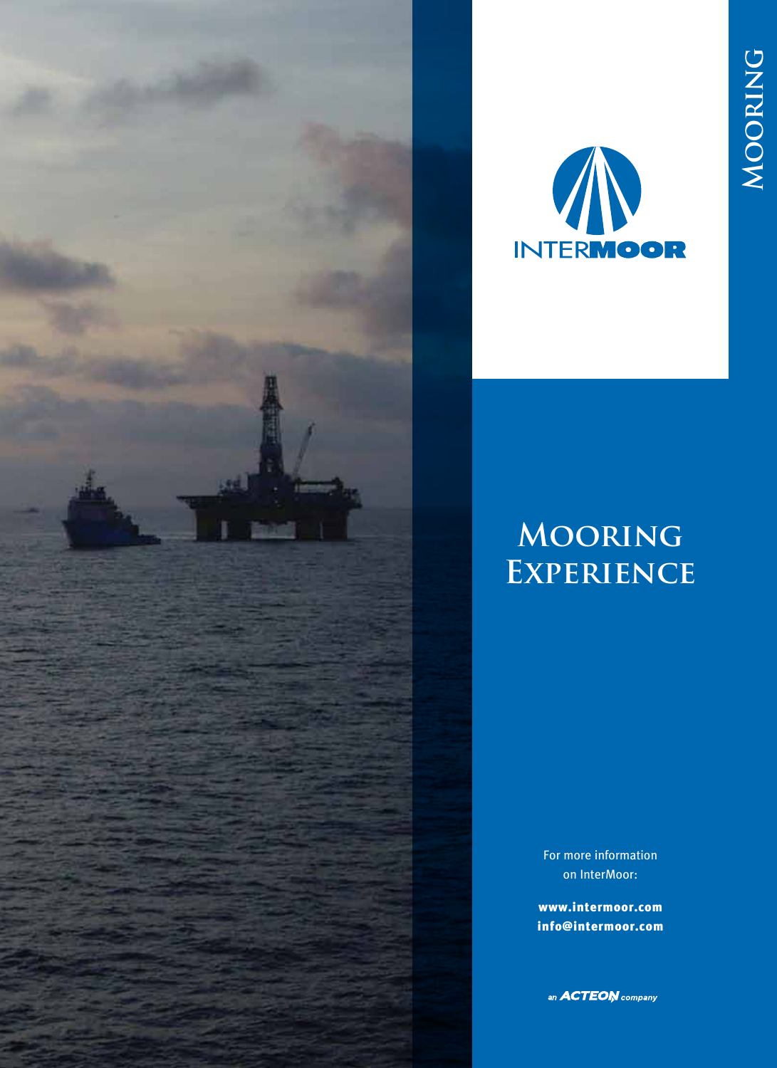# Mooring Experience

Mooring

INTERMOOR

For more information on InterMoor:

**www.intermoor.com**
**info@intermoor.com**

an ACTEON company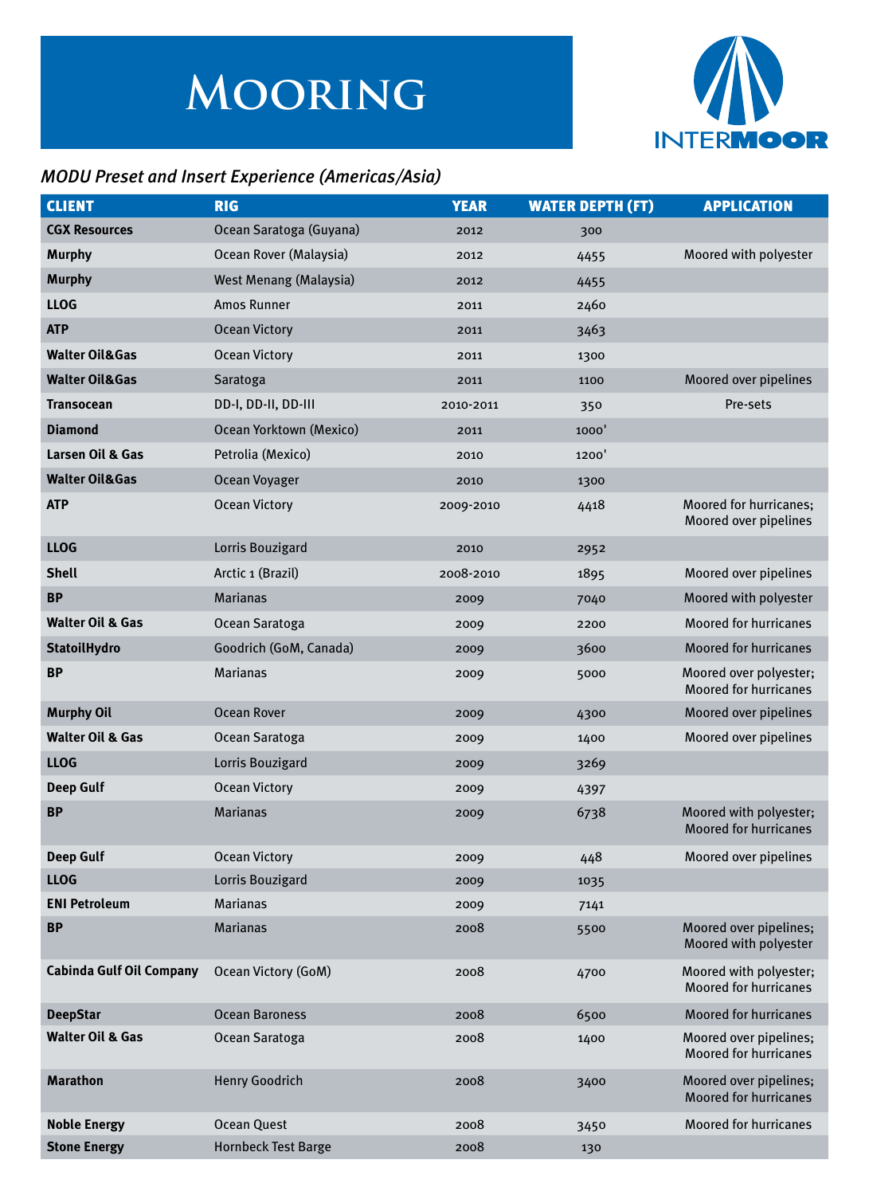# Mooring

INTERMOOR

*MODU Preset and Insert Experience (Americas/Asia)*

| CLIENT | RIG | YEAR | WATER DEPTH (FT) | APPLICATION |
|---|---|---|---|---|
| **CGX Resources** | Ocean Saratoga (Guyana) | 2012 | 300 | |
| **Murphy** | Ocean Rover (Malaysia) | 2012 | 4455 | Moored with polyester |
| **Murphy** | West Menang (Malaysia) | 2012 | 4455 | |
| **LLOG** | Amos Runner | 2011 | 2460 | |
| **ATP** | Ocean Victory | 2011 | 3463 | |
| **Walter Oil&Gas** | Ocean Victory | 2011 | 1300 | |
| **Walter Oil&Gas** | Saratoga | 2011 | 1100 | Moored over pipelines |
| **Transocean** | DD-I, DD-II, DD-III | 2010-2011 | 350 | Pre-sets |
| **Diamond** | Ocean Yorktown (Mexico) | 2011 | 1000' | |
| **Larsen Oil & Gas** | Petrolia (Mexico) | 2010 | 1200' | |
| **Walter Oil&Gas** | Ocean Voyager | 2010 | 1300 | |
| **ATP** | Ocean Victory | 2009-2010 | 4418 | Moored for hurricanes; Moored over pipelines |
| **LLOG** | Lorris Bouzigard | 2010 | 2952 | |
| **Shell** | Arctic 1 (Brazil) | 2008-2010 | 1895 | Moored over pipelines |
| **BP** | Marianas | 2009 | 7040 | Moored with polyester |
| **Walter Oil & Gas** | Ocean Saratoga | 2009 | 2200 | Moored for hurricanes |
| **StatoilHydro** | Goodrich (GoM, Canada) | 2009 | 3600 | Moored for hurricanes |
| **BP** | Marianas | 2009 | 5000 | Moored over polyester; Moored for hurricanes |
| **Murphy Oil** | Ocean Rover | 2009 | 4300 | Moored over pipelines |
| **Walter Oil & Gas** | Ocean Saratoga | 2009 | 1400 | Moored over pipelines |
| **LLOG** | Lorris Bouzigard | 2009 | 3269 | |
| **Deep Gulf** | Ocean Victory | 2009 | 4397 | |
| **BP** | Marianas | 2009 | 6738 | Moored with polyester; Moored for hurricanes |
| **Deep Gulf** | Ocean Victory | 2009 | 448 | Moored over pipelines |
| **LLOG** | Lorris Bouzigard | 2009 | 1035 | |
| **ENI Petroleum** | Marianas | 2009 | 7141 | |
| **BP** | Marianas | 2008 | 5500 | Moored over pipelines; Moored with polyester |
| **Cabinda Gulf Oil Company** | Ocean Victory (GoM) | 2008 | 4700 | Moored with polyester; Moored for hurricanes |
| **DeepStar** | Ocean Baroness | 2008 | 6500 | Moored for hurricanes |
| **Walter Oil & Gas** | Ocean Saratoga | 2008 | 1400 | Moored over pipelines; Moored for hurricanes |
| **Marathon** | Henry Goodrich | 2008 | 3400 | Moored over pipelines; Moored for hurricanes |
| **Noble Energy** | Ocean Quest | 2008 | 3450 | Moored for hurricanes |
| **Stone Energy** | Hornbeck Test Barge | 2008 | 130 | |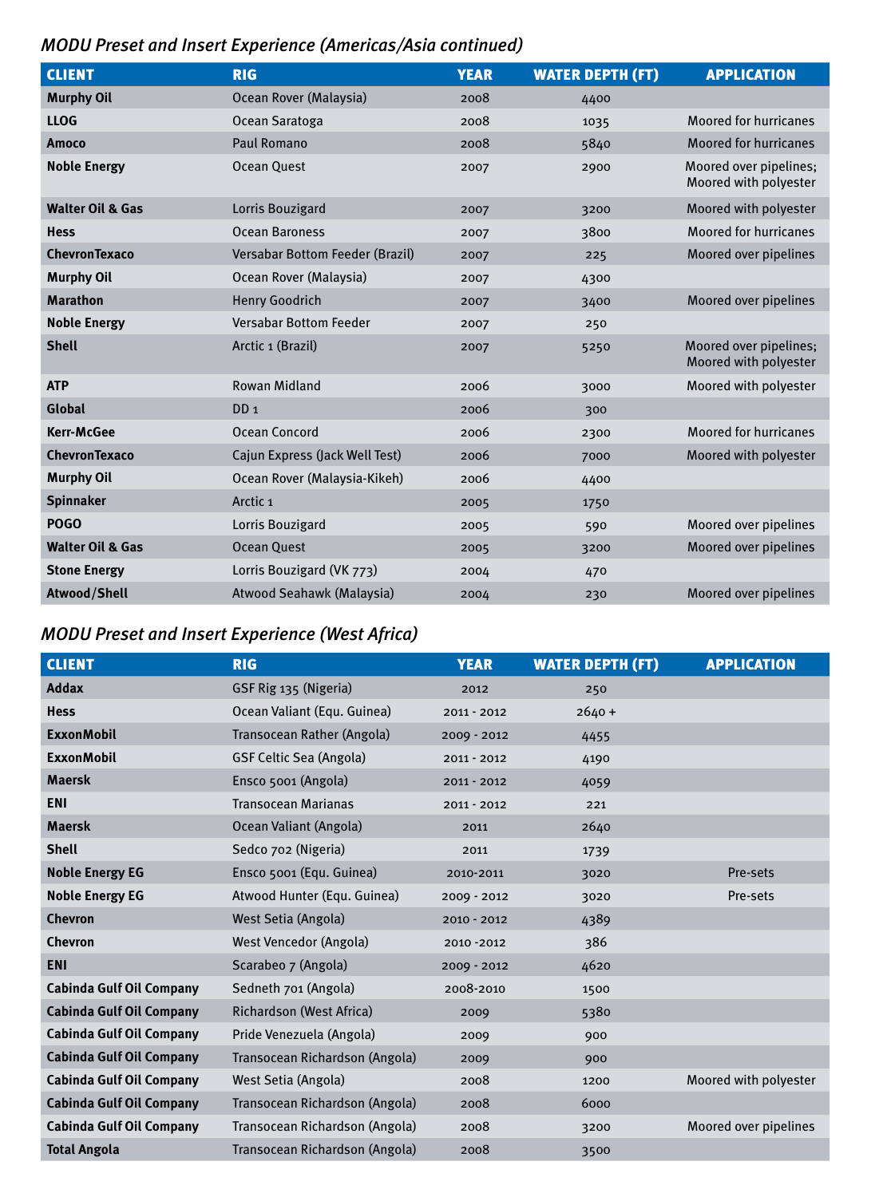## *MODU Preset and Insert Experience (Americas/Asia continued)*

| CLIENT | RIG | YEAR | WATER DEPTH (FT) | APPLICATION |
|---|---|---|---|---|
| **Murphy Oil** | Ocean Rover (Malaysia) | 2008 | 4400 | |
| **LLOG** | Ocean Saratoga | 2008 | 1035 | Moored for hurricanes |
| **Amoco** | Paul Romano | 2008 | 5840 | Moored for hurricanes |
| **Noble Energy** | Ocean Quest | 2007 | 2900 | Moored over pipelines; Moored with polyester |
| **Walter Oil & Gas** | Lorris Bouzigard | 2007 | 3200 | Moored with polyester |
| **Hess** | Ocean Baroness | 2007 | 3800 | Moored for hurricanes |
| **ChevronTexaco** | Versabar Bottom Feeder (Brazil) | 2007 | 225 | Moored over pipelines |
| **Murphy Oil** | Ocean Rover (Malaysia) | 2007 | 4300 | |
| **Marathon** | Henry Goodrich | 2007 | 3400 | Moored over pipelines |
| **Noble Energy** | Versabar Bottom Feeder | 2007 | 250 | |
| **Shell** | Arctic 1 (Brazil) | 2007 | 5250 | Moored over pipelines; Moored with polyester |
| **ATP** | Rowan Midland | 2006 | 3000 | Moored with polyester |
| **Global** | DD 1 | 2006 | 300 | |
| **Kerr-McGee** | Ocean Concord | 2006 | 2300 | Moored for hurricanes |
| **ChevronTexaco** | Cajun Express (Jack Well Test) | 2006 | 7000 | Moored with polyester |
| **Murphy Oil** | Ocean Rover (Malaysia-Kikeh) | 2006 | 4400 | |
| **Spinnaker** | Arctic 1 | 2005 | 1750 | |
| **POGO** | Lorris Bouzigard | 2005 | 590 | Moored over pipelines |
| **Walter Oil & Gas** | Ocean Quest | 2005 | 3200 | Moored over pipelines |
| **Stone Energy** | Lorris Bouzigard (VK 773) | 2004 | 470 | |
| **Atwood/Shell** | Atwood Seahawk (Malaysia) | 2004 | 230 | Moored over pipelines |

## *MODU Preset and Insert Experience (West Africa)*

| CLIENT | RIG | YEAR | WATER DEPTH (FT) | APPLICATION |
|---|---|---|---|---|
| **Addax** | GSF Rig 135 (Nigeria) | 2012 | 250 | |
| **Hess** | Ocean Valiant (Equ. Guinea) | 2011 - 2012 | 2640 + | |
| **ExxonMobil** | Transocean Rather (Angola) | 2009 - 2012 | 4455 | |
| **ExxonMobil** | GSF Celtic Sea (Angola) | 2011 - 2012 | 4190 | |
| **Maersk** | Ensco 5001 (Angola) | 2011 - 2012 | 4059 | |
| **ENI** | Transocean Marianas | 2011 - 2012 | 221 | |
| **Maersk** | Ocean Valiant (Angola) | 2011 | 2640 | |
| **Shell** | Sedco 702 (Nigeria) | 2011 | 1739 | |
| **Noble Energy EG** | Ensco 5001 (Equ. Guinea) | 2010-2011 | 3020 | Pre-sets |
| **Noble Energy EG** | Atwood Hunter (Equ. Guinea) | 2009 - 2012 | 3020 | Pre-sets |
| **Chevron** | West Setia (Angola) | 2010 - 2012 | 4389 | |
| **Chevron** | West Vencedor (Angola) | 2010 -2012 | 386 | |
| **ENI** | Scarabeo 7 (Angola) | 2009 - 2012 | 4620 | |
| **Cabinda Gulf Oil Company** | Sedneth 701 (Angola) | 2008-2010 | 1500 | |
| **Cabinda Gulf Oil Company** | Richardson (West Africa) | 2009 | 5380 | |
| **Cabinda Gulf Oil Company** | Pride Venezuela (Angola) | 2009 | 900 | |
| **Cabinda Gulf Oil Company** | Transocean Richardson (Angola) | 2009 | 900 | |
| **Cabinda Gulf Oil Company** | West Setia (Angola) | 2008 | 1200 | Moored with polyester |
| **Cabinda Gulf Oil Company** | Transocean Richardson (Angola) | 2008 | 6000 | |
| **Cabinda Gulf Oil Company** | Transocean Richardson (Angola) | 2008 | 3200 | Moored over pipelines |
| **Total Angola** | Transocean Richardson (Angola) | 2008 | 3500 | |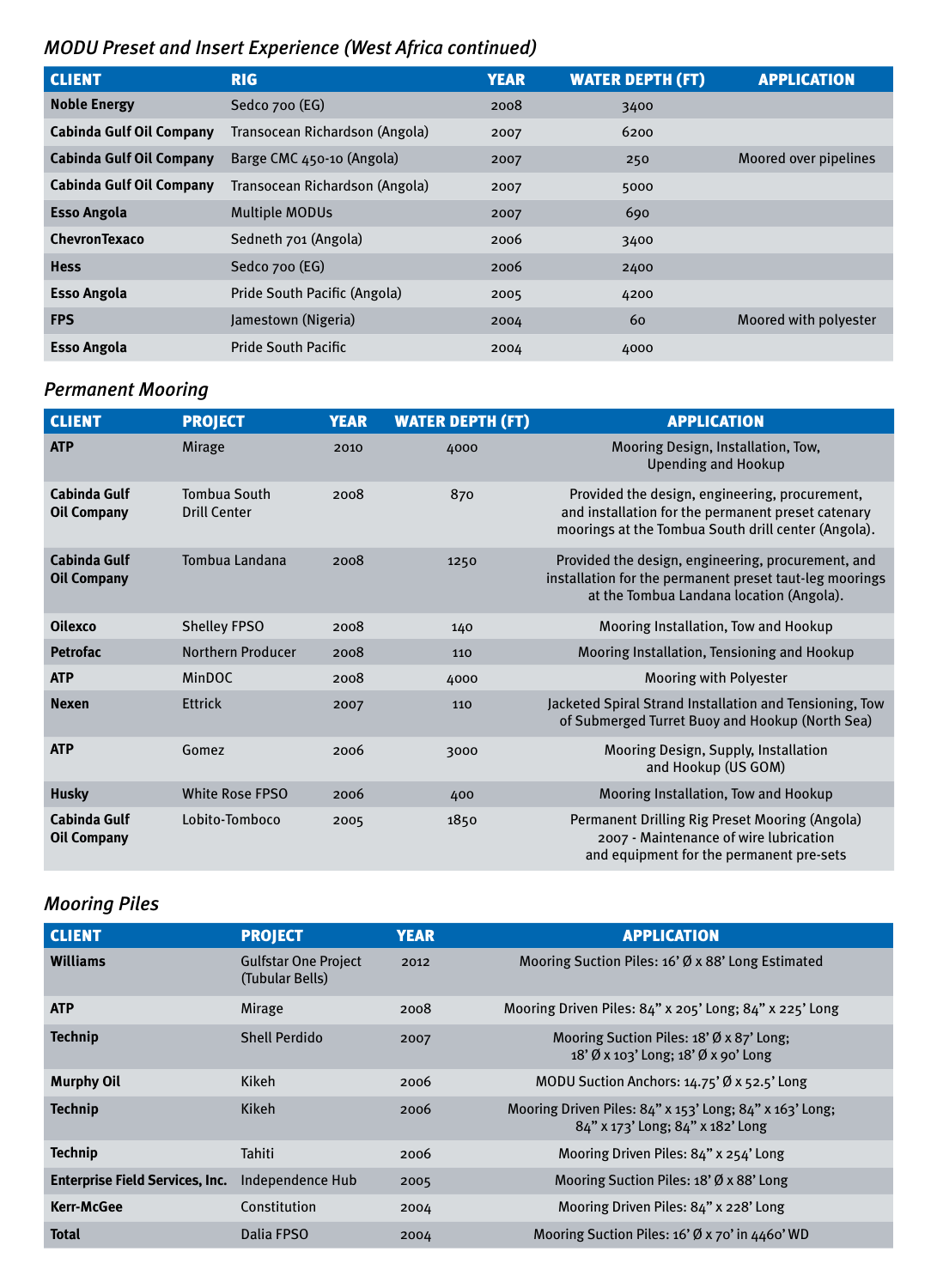## *MODU Preset and Insert Experience (West Africa continued)*

| CLIENT | RIG | YEAR | WATER DEPTH (FT) | APPLICATION |
|---|---|---|---|---|
| **Noble Energy** | Sedco 700 (EG) | 2008 | 3400 | |
| **Cabinda Gulf Oil Company** | Transocean Richardson (Angola) | 2007 | 6200 | |
| **Cabinda Gulf Oil Company** | Barge CMC 450-10 (Angola) | 2007 | 250 | Moored over pipelines |
| **Cabinda Gulf Oil Company** | Transocean Richardson (Angola) | 2007 | 5000 | |
| **Esso Angola** | Multiple MODUs | 2007 | 690 | |
| **ChevronTexaco** | Sedneth 701 (Angola) | 2006 | 3400 | |
| **Hess** | Sedco 700 (EG) | 2006 | 2400 | |
| **Esso Angola** | Pride South Pacific (Angola) | 2005 | 4200 | |
| **FPS** | Jamestown (Nigeria) | 2004 | 60 | Moored with polyester |
| **Esso Angola** | Pride South Pacific | 2004 | 4000 | |

## *Permanent Mooring*

| CLIENT | PROJECT | YEAR | WATER DEPTH (FT) | APPLICATION |
|---|---|---|---|---|
| **ATP** | Mirage | 2010 | 4000 | Mooring Design, Installation, Tow, Upending and Hookup |
| **Cabinda Gulf Oil Company** | Tombua South Drill Center | 2008 | 870 | Provided the design, engineering, procurement, and installation for the permanent preset catenary moorings at the Tombua South drill center (Angola). |
| **Cabinda Gulf Oil Company** | Tombua Landana | 2008 | 1250 | Provided the design, engineering, procurement, and installation for the permanent preset taut-leg moorings at the Tombua Landana location (Angola). |
| **Oilexco** | Shelley FPSO | 2008 | 140 | Mooring Installation, Tow and Hookup |
| **Petrofac** | Northern Producer | 2008 | 110 | Mooring Installation, Tensioning and Hookup |
| **ATP** | MinDOC | 2008 | 4000 | Mooring with Polyester |
| **Nexen** | Ettrick | 2007 | 110 | Jacketed Spiral Strand Installation and Tensioning, Tow of Submerged Turret Buoy and Hookup (North Sea) |
| **ATP** | Gomez | 2006 | 3000 | Mooring Design, Supply, Installation and Hookup (US GOM) |
| **Husky** | White Rose FPSO | 2006 | 400 | Mooring Installation, Tow and Hookup |
| **Cabinda Gulf Oil Company** | Lobito-Tomboco | 2005 | 1850 | Permanent Drilling Rig Preset Mooring (Angola) 2007 - Maintenance of wire lubrication and equipment for the permanent pre-sets |

## *Mooring Piles*

| CLIENT | PROJECT | YEAR | APPLICATION |
|---|---|---|---|
| **Williams** | Gulfstar One Project (Tubular Bells) | 2012 | Mooring Suction Piles: 16' Ø x 88' Long Estimated |
| **ATP** | Mirage | 2008 | Mooring Driven Piles: 84" x 205' Long; 84" x 225' Long |
| **Technip** | Shell Perdido | 2007 | Mooring Suction Piles: 18' Ø x 87' Long; 18' Ø x 103' Long; 18' Ø x 90' Long |
| **Murphy Oil** | Kikeh | 2006 | MODU Suction Anchors: 14.75' Ø x 52.5' Long |
| **Technip** | Kikeh | 2006 | Mooring Driven Piles: 84" x 153' Long; 84" x 163' Long; 84" x 173' Long; 84" x 182' Long |
| **Technip** | Tahiti | 2006 | Mooring Driven Piles: 84" x 254' Long |
| **Enterprise Field Services, Inc.** | Independence Hub | 2005 | Mooring Suction Piles: 18' Ø x 88' Long |
| **Kerr-McGee** | Constitution | 2004 | Mooring Driven Piles: 84" x 228' Long |
| **Total** | Dalia FPSO | 2004 | Mooring Suction Piles: 16' Ø x 70' in 4460' WD |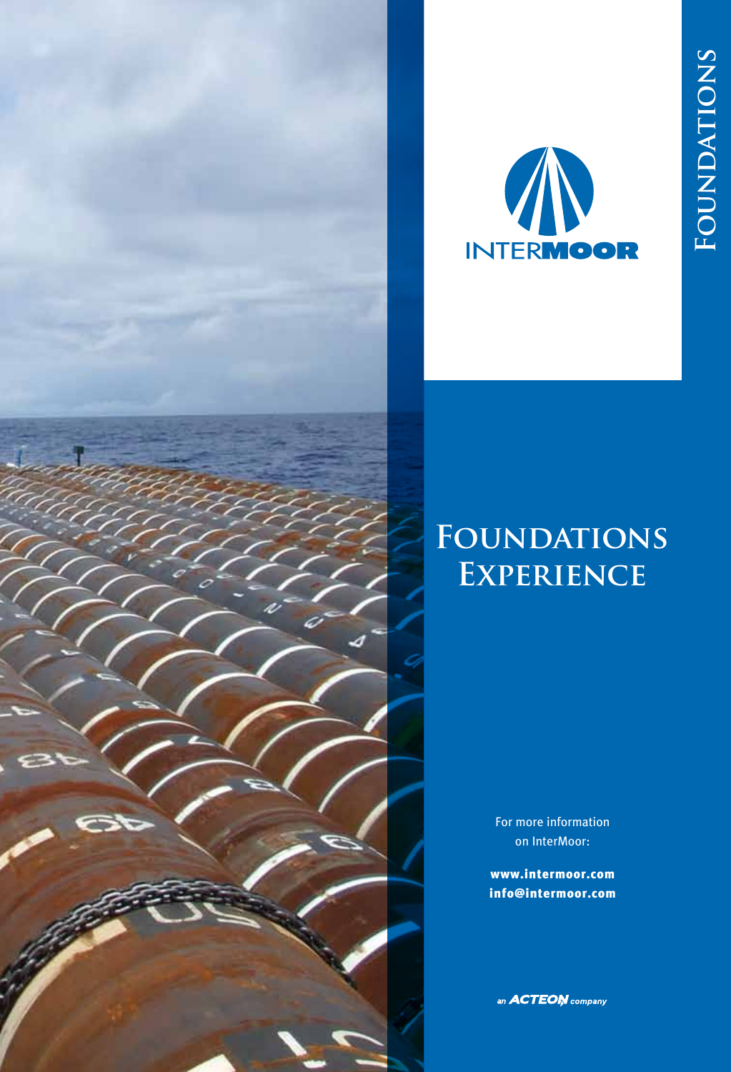# Foundations

INTERMOOR

# Foundations Experience

For more information on InterMoor:

**www.intermoor.com**
**info@intermoor.com**

an ACTEON company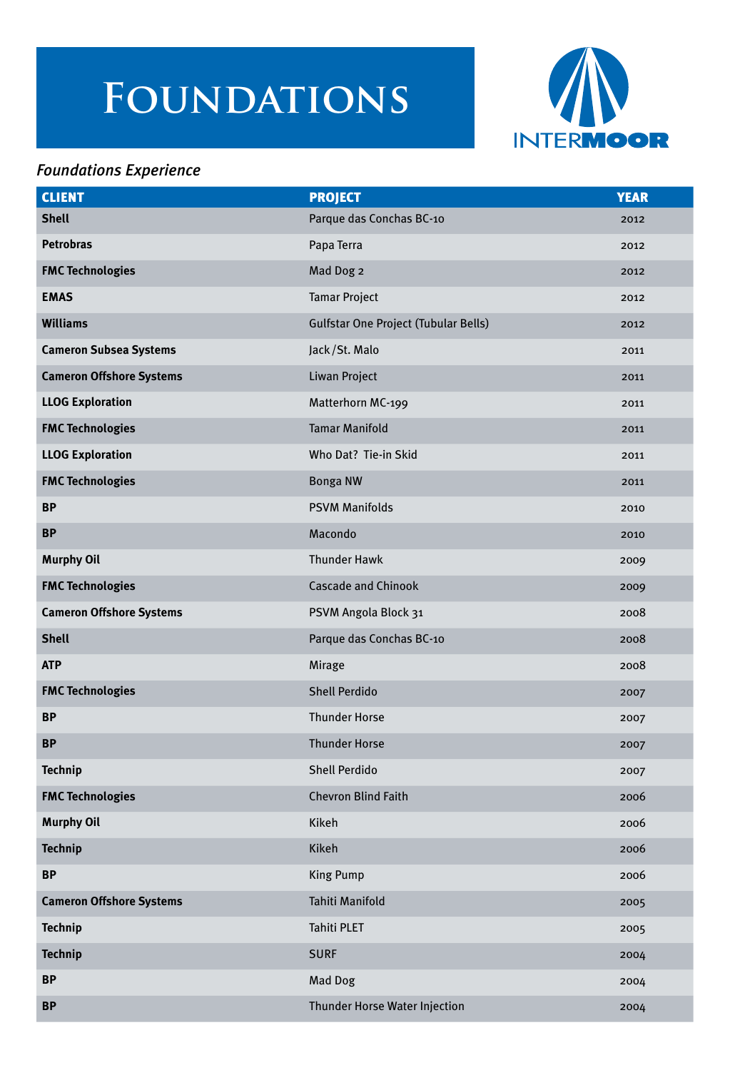# FOUNDATIONS

INTERMOOR

*Foundations Experience*

| CLIENT | PROJECT | YEAR |
|---|---|---|
| **Shell** | Parque das Conchas BC-10 | 2012 |
| **Petrobras** | Papa Terra | 2012 |
| **FMC Technologies** | Mad Dog 2 | 2012 |
| **EMAS** | Tamar Project | 2012 |
| **Williams** | Gulfstar One Project (Tubular Bells) | 2012 |
| **Cameron Subsea Systems** | Jack/St. Malo | 2011 |
| **Cameron Offshore Systems** | Liwan Project | 2011 |
| **LLOG Exploration** | Matterhorn MC-199 | 2011 |
| **FMC Technologies** | Tamar Manifold | 2011 |
| **LLOG Exploration** | Who Dat? Tie-in Skid | 2011 |
| **FMC Technologies** | Bonga NW | 2011 |
| **BP** | PSVM Manifolds | 2010 |
| **BP** | Macondo | 2010 |
| **Murphy Oil** | Thunder Hawk | 2009 |
| **FMC Technologies** | Cascade and Chinook | 2009 |
| **Cameron Offshore Systems** | PSVM Angola Block 31 | 2008 |
| **Shell** | Parque das Conchas BC-10 | 2008 |
| **ATP** | Mirage | 2008 |
| **FMC Technologies** | Shell Perdido | 2007 |
| **BP** | Thunder Horse | 2007 |
| **BP** | Thunder Horse | 2007 |
| **Technip** | Shell Perdido | 2007 |
| **FMC Technologies** | Chevron Blind Faith | 2006 |
| **Murphy Oil** | Kikeh | 2006 |
| **Technip** | Kikeh | 2006 |
| **BP** | King Pump | 2006 |
| **Cameron Offshore Systems** | Tahiti Manifold | 2005 |
| **Technip** | Tahiti PLET | 2005 |
| **Technip** | SURF | 2004 |
| **BP** | Mad Dog | 2004 |
| **BP** | Thunder Horse Water Injection | 2004 |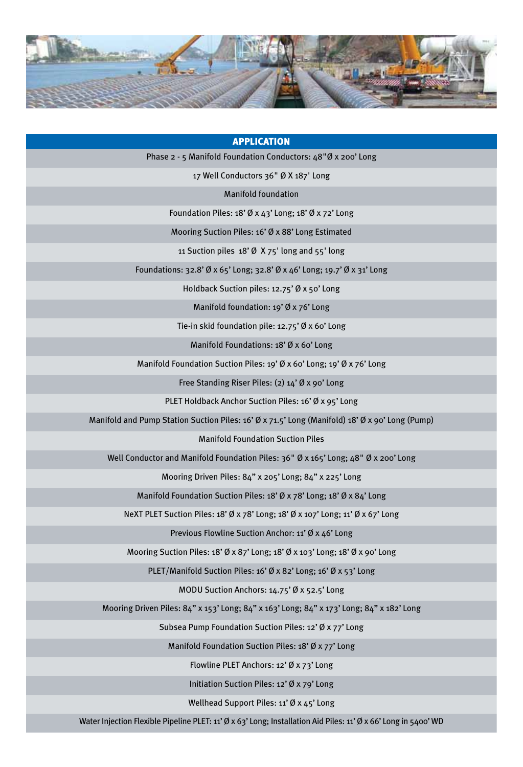| APPLICATION |
|---|
| Phase 2 - 5 Manifold Foundation Conductors: 48"Ø x 200' Long |
| 17 Well Conductors 36" Ø X 187' Long |
| Manifold foundation |
| Foundation Piles: 18' Ø x 43' Long; 18' Ø x 72' Long |
| Mooring Suction Piles: 16' Ø x 88' Long Estimated |
| 11 Suction piles 18' Ø X 75' long and 55' long |
| Foundations: 32.8' Ø x 65' Long; 32.8' Ø x 46' Long; 19.7' Ø x 31' Long |
| Holdback Suction piles: 12.75' Ø x 50' Long |
| Manifold foundation: 19' Ø x 76' Long |
| Tie-in skid foundation pile: 12.75' Ø x 60' Long |
| Manifold Foundations: 18' Ø x 60' Long |
| Manifold Foundation Suction Piles: 19' Ø x 60' Long; 19' Ø x 76' Long |
| Free Standing Riser Piles: (2) 14' Ø x 90' Long |
| PLET Holdback Anchor Suction Piles: 16' Ø x 95' Long |
| Manifold and Pump Station Suction Piles: 16' Ø x 71.5' Long (Manifold) 18' Ø x 90' Long (Pump) |
| Manifold Foundation Suction Piles |
| Well Conductor and Manifold Foundation Piles: 36" Ø x 165' Long; 48" Ø x 200' Long |
| Mooring Driven Piles: 84" x 205' Long; 84" x 225' Long |
| Manifold Foundation Suction Piles: 18' Ø x 78' Long; 18' Ø x 84' Long |
| NeXT PLET Suction Piles: 18' Ø x 78' Long; 18' Ø x 107' Long; 11' Ø x 67' Long |
| Previous Flowline Suction Anchor: 11' Ø x 46' Long |
| Mooring Suction Piles: 18' Ø x 87' Long; 18' Ø x 103' Long; 18' Ø x 90' Long |
| PLET/Manifold Suction Piles: 16' Ø x 82' Long; 16' Ø x 53' Long |
| MODU Suction Anchors: 14.75' Ø x 52.5' Long |
| Mooring Driven Piles: 84" x 153' Long; 84" x 163' Long; 84" x 173' Long; 84" x 182' Long |
| Subsea Pump Foundation Suction Piles: 12' Ø x 77' Long |
| Manifold Foundation Suction Piles: 18' Ø x 77' Long |
| Flowline PLET Anchors: 12' Ø x 73' Long |
| Initiation Suction Piles: 12' Ø x 79' Long |
| Wellhead Support Piles: 11' Ø x 45' Long |
| Water Injection Flexible Pipeline PLET: 11' Ø x 63' Long; Installation Aid Piles: 11' Ø x 66' Long in 5400' WD |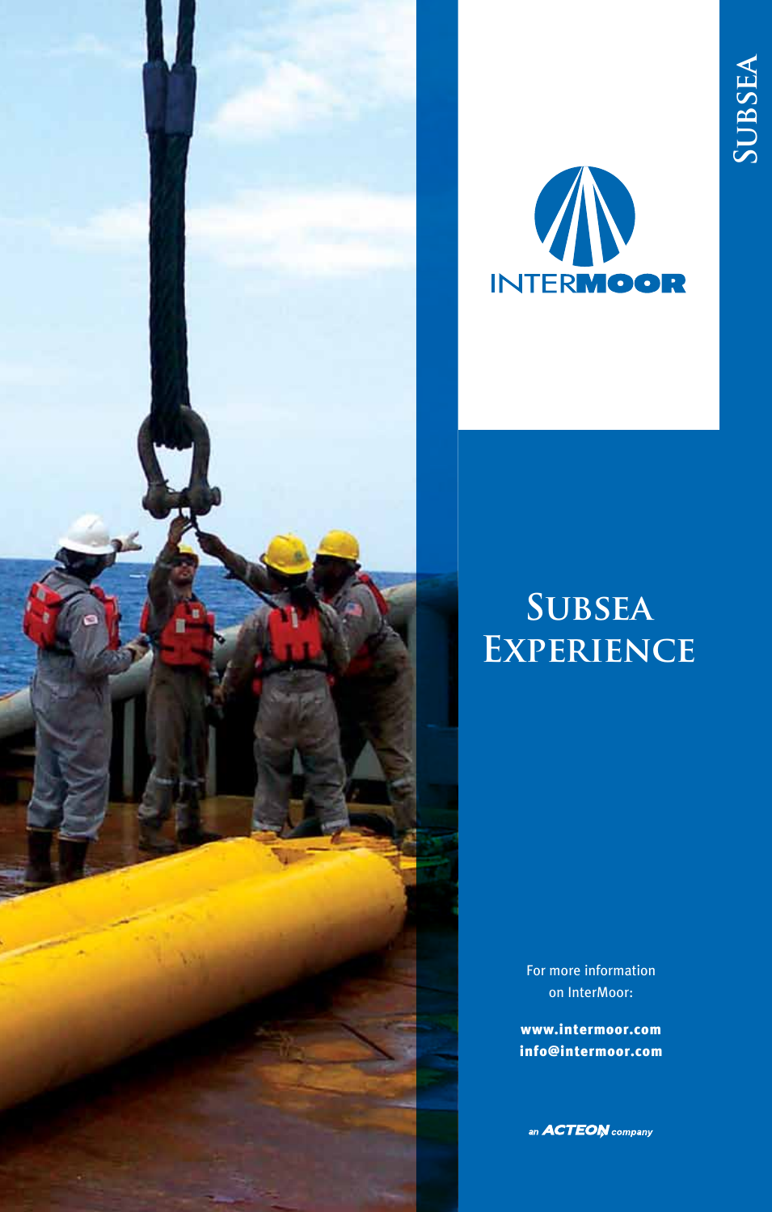SUBSEA

INTERMOOR

# SUBSEA EXPERIENCE

For more information on InterMoor:

**www.intermoor.com**
**info@intermoor.com**

an ACTEON company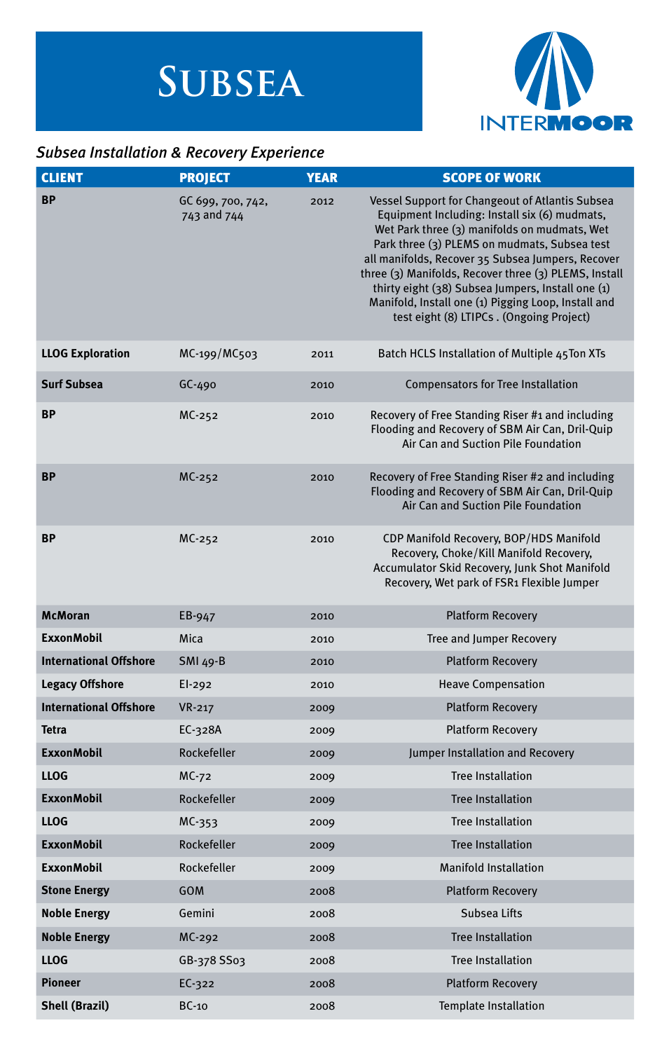# Subsea

INTERMOOR

*Subsea Installation & Recovery Experience*

| CLIENT | PROJECT | YEAR | SCOPE OF WORK |
|---|---|---|---|
| **BP** | GC 699, 700, 742, 743 and 744 | 2012 | Vessel Support for Changeout of Atlantis Subsea Equipment Including: Install six (6) mudmats, Wet Park three (3) manifolds on mudmats, Wet Park three (3) PLEMS on mudmats, Subsea test all manifolds, Recover 35 Subsea Jumpers, Recover three (3) Manifolds, Recover three (3) PLEMS, Install thirty eight (38) Subsea Jumpers, Install one (1) Manifold, Install one (1) Pigging Loop, Install and test eight (8) LTIPCs . (Ongoing Project) |
| **LLOG Exploration** | MC-199/MC503 | 2011 | Batch HCLS Installation of Multiple 45Ton XTs |
| **Surf Subsea** | GC-490 | 2010 | Compensators for Tree Installation |
| **BP** | MC-252 | 2010 | Recovery of Free Standing Riser #1 and including Flooding and Recovery of SBM Air Can, Dril-Quip Air Can and Suction Pile Foundation |
| **BP** | MC-252 | 2010 | Recovery of Free Standing Riser #2 and including Flooding and Recovery of SBM Air Can, Dril-Quip Air Can and Suction Pile Foundation |
| **BP** | MC-252 | 2010 | CDP Manifold Recovery, BOP/HDS Manifold Recovery, Choke/Kill Manifold Recovery, Accumulator Skid Recovery, Junk Shot Manifold Recovery, Wet park of FSR1 Flexible Jumper |
| **McMoran** | EB-947 | 2010 | Platform Recovery |
| **ExxonMobil** | Mica | 2010 | Tree and Jumper Recovery |
| **International Offshore** | SMI 49-B | 2010 | Platform Recovery |
| **Legacy Offshore** | EI-292 | 2010 | Heave Compensation |
| **International Offshore** | VR-217 | 2009 | Platform Recovery |
| **Tetra** | EC-328A | 2009 | Platform Recovery |
| **ExxonMobil** | Rockefeller | 2009 | Jumper Installation and Recovery |
| **LLOG** | MC-72 | 2009 | Tree Installation |
| **ExxonMobil** | Rockefeller | 2009 | Tree Installation |
| **LLOG** | MC-353 | 2009 | Tree Installation |
| **ExxonMobil** | Rockefeller | 2009 | Tree Installation |
| **ExxonMobil** | Rockefeller | 2009 | Manifold Installation |
| **Stone Energy** | GOM | 2008 | Platform Recovery |
| **Noble Energy** | Gemini | 2008 | Subsea Lifts |
| **Noble Energy** | MC-292 | 2008 | Tree Installation |
| **LLOG** | GB-378 SS03 | 2008 | Tree Installation |
| **Pioneer** | EC-322 | 2008 | Platform Recovery |
| **Shell (Brazil)** | BC-10 | 2008 | Template Installation |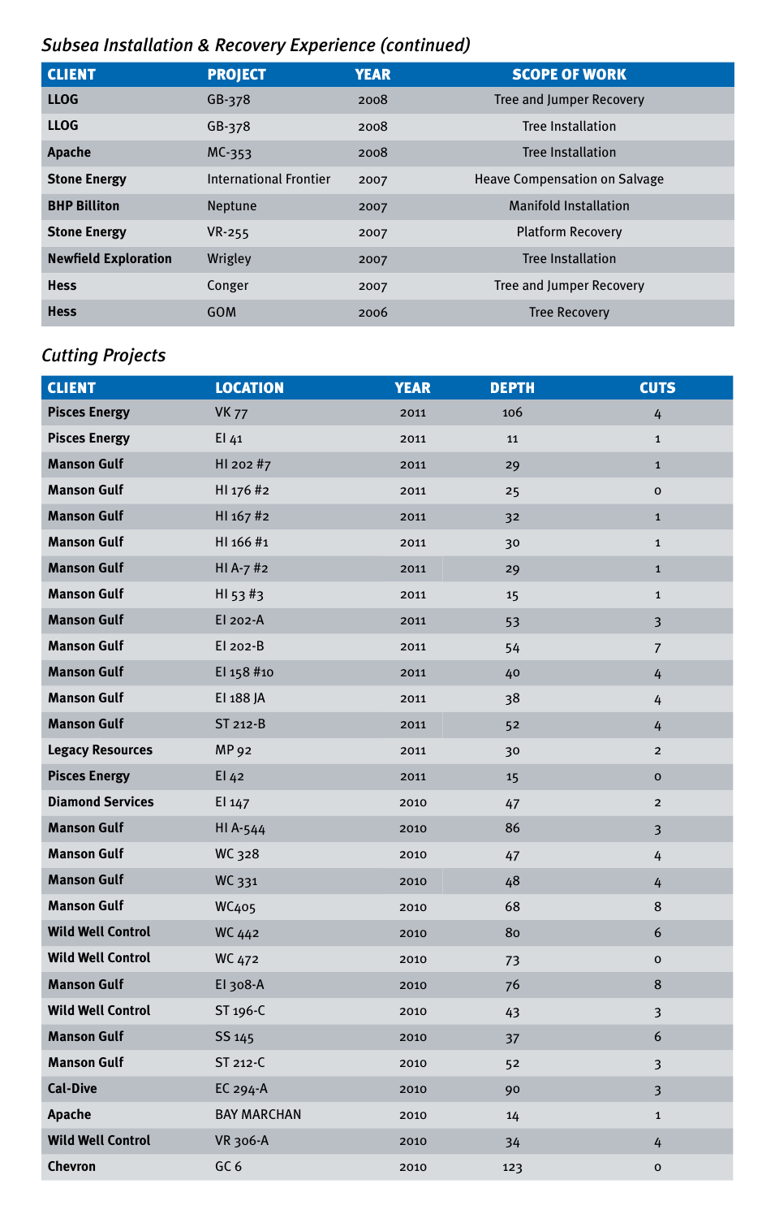## *Subsea Installation & Recovery Experience (continued)*

| CLIENT | PROJECT | YEAR | SCOPE OF WORK |
|---|---|---|---|
| **LLOG** | GB-378 | 2008 | Tree and Jumper Recovery |
| **LLOG** | GB-378 | 2008 | Tree Installation |
| **Apache** | MC-353 | 2008 | Tree Installation |
| **Stone Energy** | International Frontier | 2007 | Heave Compensation on Salvage |
| **BHP Billiton** | Neptune | 2007 | Manifold Installation |
| **Stone Energy** | VR-255 | 2007 | Platform Recovery |
| **Newfield Exploration** | Wrigley | 2007 | Tree Installation |
| **Hess** | Conger | 2007 | Tree and Jumper Recovery |
| **Hess** | GOM | 2006 | Tree Recovery |

## *Cutting Projects*

| CLIENT | LOCATION | YEAR | DEPTH | CUTS |
|---|---|---|---|---|
| **Pisces Energy** | VK 77 | 2011 | 106 | 4 |
| **Pisces Energy** | EI 41 | 2011 | 11 | 1 |
| **Manson Gulf** | HI 202 #7 | 2011 | 29 | 1 |
| **Manson Gulf** | HI 176 #2 | 2011 | 25 | 0 |
| **Manson Gulf** | HI 167 #2 | 2011 | 32 | 1 |
| **Manson Gulf** | HI 166 #1 | 2011 | 30 | 1 |
| **Manson Gulf** | HI A-7 #2 | 2011 | 29 | 1 |
| **Manson Gulf** | HI 53 #3 | 2011 | 15 | 1 |
| **Manson Gulf** | EI 202-A | 2011 | 53 | 3 |
| **Manson Gulf** | EI 202-B | 2011 | 54 | 7 |
| **Manson Gulf** | EI 158 #10 | 2011 | 40 | 4 |
| **Manson Gulf** | EI 188 JA | 2011 | 38 | 4 |
| **Manson Gulf** | ST 212-B | 2011 | 52 | 4 |
| **Legacy Resources** | MP 92 | 2011 | 30 | 2 |
| **Pisces Energy** | EI 42 | 2011 | 15 | 0 |
| **Diamond Services** | EI 147 | 2010 | 47 | 2 |
| **Manson Gulf** | HI A-544 | 2010 | 86 | 3 |
| **Manson Gulf** | WC 328 | 2010 | 47 | 4 |
| **Manson Gulf** | WC 331 | 2010 | 48 | 4 |
| **Manson Gulf** | WC405 | 2010 | 68 | 8 |
| **Wild Well Control** | WC 442 | 2010 | 80 | 6 |
| **Wild Well Control** | WC 472 | 2010 | 73 | 0 |
| **Manson Gulf** | EI 308-A | 2010 | 76 | 8 |
| **Wild Well Control** | ST 196-C | 2010 | 43 | 3 |
| **Manson Gulf** | SS 145 | 2010 | 37 | 6 |
| **Manson Gulf** | ST 212-C | 2010 | 52 | 3 |
| **Cal-Dive** | EC 294-A | 2010 | 90 | 3 |
| **Apache** | BAY MARCHAN | 2010 | 14 | 1 |
| **Wild Well Control** | VR 306-A | 2010 | 34 | 4 |
| **Chevron** | GC 6 | 2010 | 123 | 0 |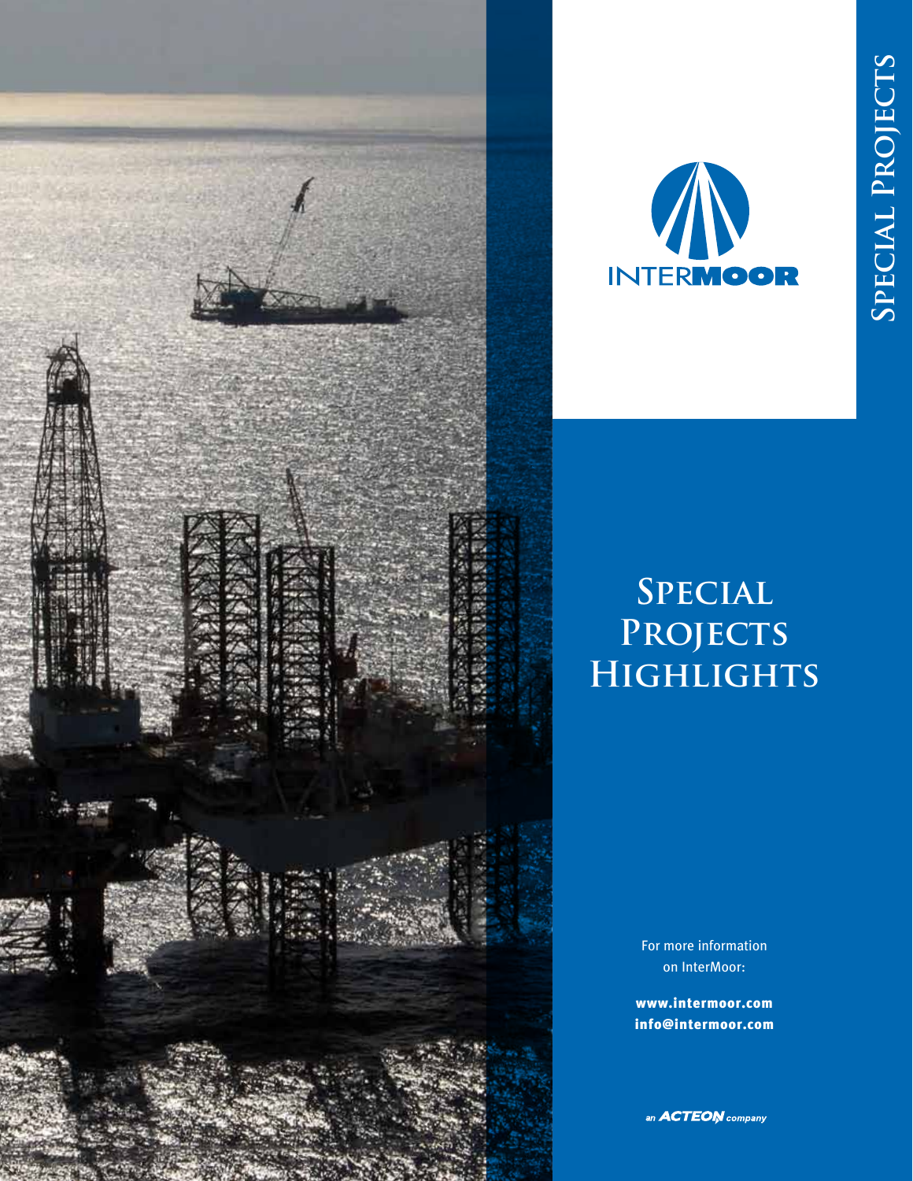INTERMOOR

# Special Projects Highlights

Special Projects

For more information on InterMoor:

**www.intermoor.com**
**info@intermoor.com**

an ACTEON company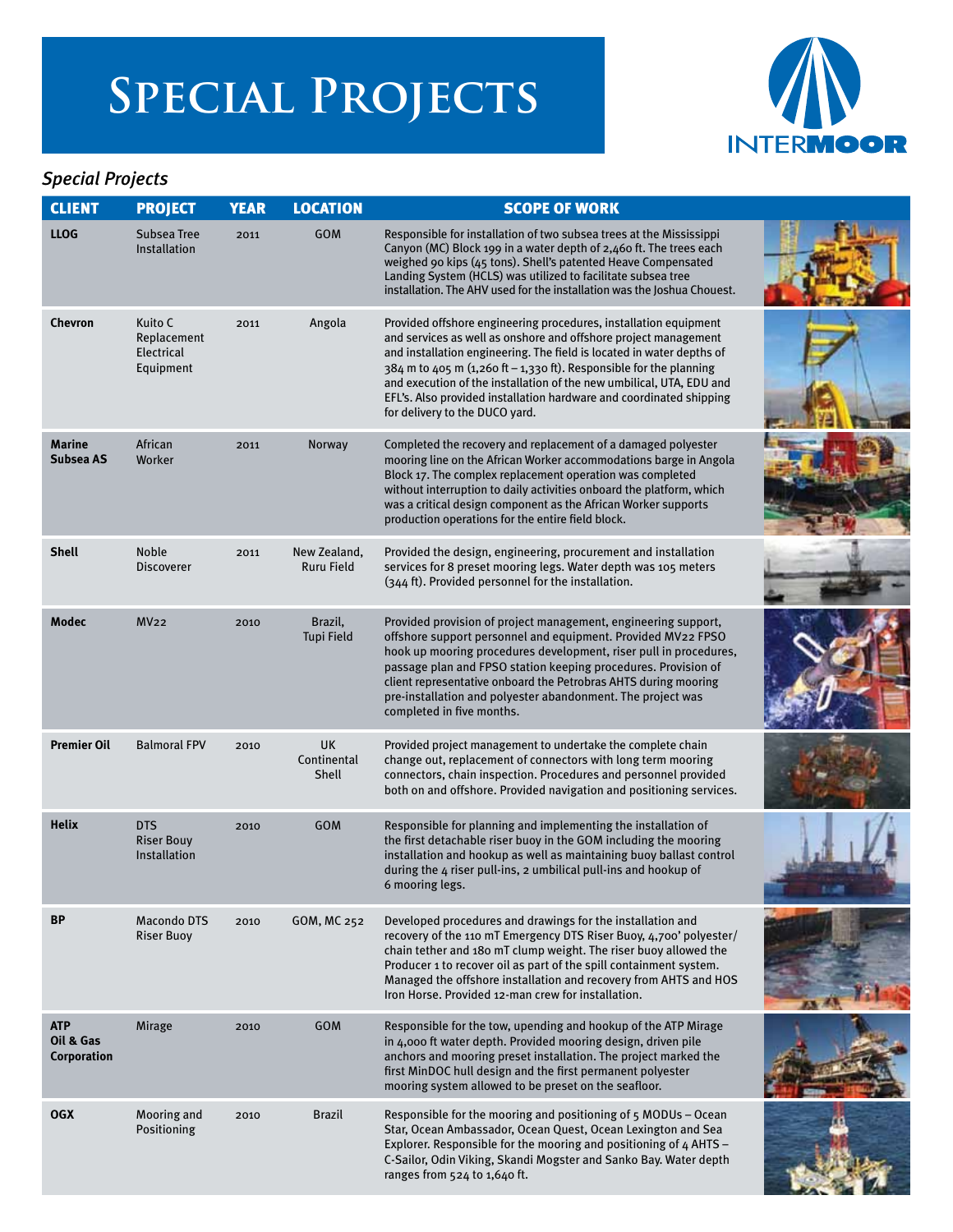# Special Projects

## *Special Projects*

| CLIENT | PROJECT | YEAR | LOCATION | SCOPE OF WORK |
|---|---|---|---|---|
| **LLOG** | Subsea Tree Installation | 2011 | GOM | Responsible for installation of two subsea trees at the Mississippi Canyon (MC) Block 199 in a water depth of 2,460 ft. The trees each weighed 90 kips (45 tons). Shell's patented Heave Compensated Landing System (HCLS) was utilized to facilitate subsea tree installation. The AHV used for the installation was the Joshua Chouest. |
| **Chevron** | Kuito C Replacement Electrical Equipment | 2011 | Angola | Provided offshore engineering procedures, installation equipment and services as well as onshore and offshore project management and installation engineering. The field is located in water depths of 384 m to 405 m (1,260 ft – 1,330 ft). Responsible for the planning and execution of the installation of the new umbilical, UTA, EDU and EFL's. Also provided installation hardware and coordinated shipping for delivery to the DUCO yard. |
| **Marine Subsea AS** | African Worker | 2011 | Norway | Completed the recovery and replacement of a damaged polyester mooring line on the African Worker accommodations barge in Angola Block 17. The complex replacement operation was completed without interruption to daily activities onboard the platform, which was a critical design component as the African Worker supports production operations for the entire field block. |
| **Shell** | Noble Discoverer | 2011 | New Zealand, Ruru Field | Provided the design, engineering, procurement and installation services for 8 preset mooring legs. Water depth was 105 meters (344 ft). Provided personnel for the installation. |
| **Modec** | MV22 | 2010 | Brazil, Tupi Field | Provided provision of project management, engineering support, offshore support personnel and equipment. Provided MV22 FPSO hook up mooring procedures development, riser pull in procedures, passage plan and FPSO station keeping procedures. Provision of client representative onboard the Petrobras AHTS during mooring pre-installation and polyester abandonment. The project was completed in five months. |
| **Premier Oil** | Balmoral FPV | 2010 | UK Continental Shell | Provided project management to undertake the complete chain change out, replacement of connectors with long term mooring connectors, chain inspection. Procedures and personnel provided both on and offshore. Provided navigation and positioning services. |
| **Helix** | DTS Riser Bouy Installation | 2010 | GOM | Responsible for planning and implementing the installation of the first detachable riser buoy in the GOM including the mooring installation and hookup as well as maintaining buoy ballast control during the 4 riser pull-ins, 2 umbilical pull-ins and hookup of 6 mooring legs. |
| **BP** | Macondo DTS Riser Buoy | 2010 | GOM, MC 252 | Developed procedures and drawings for the installation and recovery of the 110 mT Emergency DTS Riser Buoy, 4,700' polyester/chain tether and 180 mT clump weight. The riser buoy allowed the Producer 1 to recover oil as part of the spill containment system. Managed the offshore installation and recovery from AHTS and HOS Iron Horse. Provided 12-man crew for installation. |
| **ATP Oil & Gas Corporation** | Mirage | 2010 | GOM | Responsible for the tow, upending and hookup of the ATP Mirage in 4,000 ft water depth. Provided mooring design, driven pile anchors and mooring preset installation. The project marked the first MinDOC hull design and the first permanent polyester mooring system allowed to be preset on the seafloor. |
| **OGX** | Mooring and Positioning | 2010 | Brazil | Responsible for the mooring and positioning of 5 MODUs – Ocean Star, Ocean Ambassador, Ocean Quest, Ocean Lexington and Sea Explorer. Responsible for the mooring and positioning of 4 AHTS – C-Sailor, Odin Viking, Skandi Mogster and Sanko Bay. Water depth ranges from 524 to 1,640 ft. |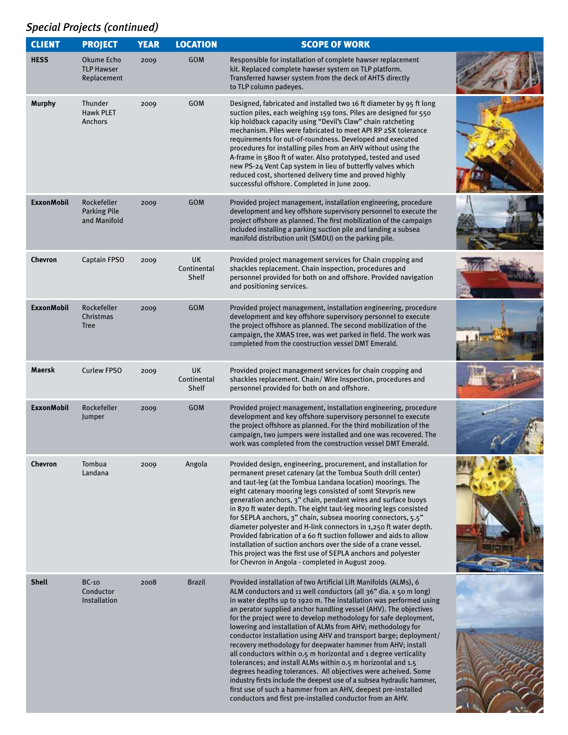*Special Projects (continued)*

| CLIENT | PROJECT | YEAR | LOCATION | SCOPE OF WORK |
|---|---|---|---|---|
| **HESS** | Okume Echo TLP Hawser Replacement | 2009 | GOM | Responsible for installation of complete hawser replacement kit. Replaced complete hawser system on TLP platform. Transferred hawser system from the deck of AHTS directly to TLP column padeyes. |
| **Murphy** | Thunder Hawk PLET Anchors | 2009 | GOM | Designed, fabricated and installed two 16 ft diameter by 95 ft long suction piles, each weighing 159 tons. Piles are designed for 550 kip holdback capacity using "Devil's Claw" chain ratcheting mechanism. Piles were fabricated to meet API RP 2SK tolerance requirements for out-of-roundness. Developed and executed procedures for installing piles from an AHV without using the A-frame in 5800 ft of water. Also prototyped, tested and used new PS-24 Vent Cap system in lieu of butterfly valves which reduced cost, shortened delivery time and proved highly successful offshore. Completed in June 2009. |
| **ExxonMobil** | Rockefeller Parking Pile and Manifold | 2009 | GOM | Provided project management, installation engineering, procedure development and key offshore supervisory personnel to execute the project offshore as planned. The first mobilization of the campaign included installing a parking suction pile and landing a subsea manifold distribution unit (SMDU) on the parking pile. |
| **Chevron** | Captain FPSO | 2009 | UK Continental Shelf | Provided project management services for Chain cropping and shackles replacement. Chain inspection, procedures and personnel provided for both on and offshore. Provided navigation and positioning services. |
| **ExxonMobil** | Rockefeller Christmas Tree | 2009 | GOM | Provided project management, installation engineering, procedure development and key offshore supervisory personnel to execute the project offshore as planned. The second mobilization of the campaign, the XMAS tree, was wet parked in field. The work was completed from the construction vessel DMT Emerald. |
| **Maersk** | Curlew FPSO | 2009 | UK Continental Shelf | Provided project management services for chain cropping and shackles replacement. Chain/ Wire Inspection, procedures and personnel provided for both on and offshore. |
| **ExxonMobil** | Rockefeller Jumper | 2009 | GOM | Provided project management, installation engineering, procedure development and key offshore supervisory personnel to execute the project offshore as planned. For the third mobilization of the campaign, two jumpers were installed and one was recovered. The work was completed from the construction vessel DMT Emerald. |
| **Chevron** | Tombua Landana | 2009 | Angola | Provided design, engineering, procurement, and installation for permanent preset catenary (at the Tombua South drill center) and taut-leg (at the Tombua Landana location) moorings. The eight catenary mooring legs consisted of 10mt Stevpris new generation anchors, 3" chain, pendant wires and surface buoys in 870 ft water depth. The eight taut-leg mooring legs consisted for SEPLA anchors, 3" chain, subsea mooring connectors, 5.5" diameter polyester and H-link connectors in 1,250 ft water depth. Provided fabrication of a 60 ft suction follower and aids to allow installation of suction anchors over the side of a crane vessel. This project was the first use of SEPLA anchors and polyester for Chevron in Angola - completed in August 2009. |
| **Shell** | BC-10 Conductor Installation | 2008 | Brazil | Provided installation of two Artificial Lift Manifolds (ALMs), 6 ALM conductors and 11 well conductors (all 36" dia. x 50 m long) in water depths up to 1920 m. The installation was performed using an perator supplied anchor handling vessel (AHV). The objectives for the project were to develop methodology for safe deployment, lowering and installation of ALMs from AHV; methodology for conductor installation using AHV and transport barge; deployment/ recovery methodology for deepwater hammer from AHV; install all conductors within 0.5 m horizontal and 1 degree verticality tolerances; and install ALMs within 0.5 m horizontal and 1.5 degrees heading tolerances. All objectives were acheived. Some industry firsts include the deepest use of a subsea hydraulic hammer, first use of such a hammer from an AHV, deepest pre-installed conductors and first pre-installed conductor from an AHV. |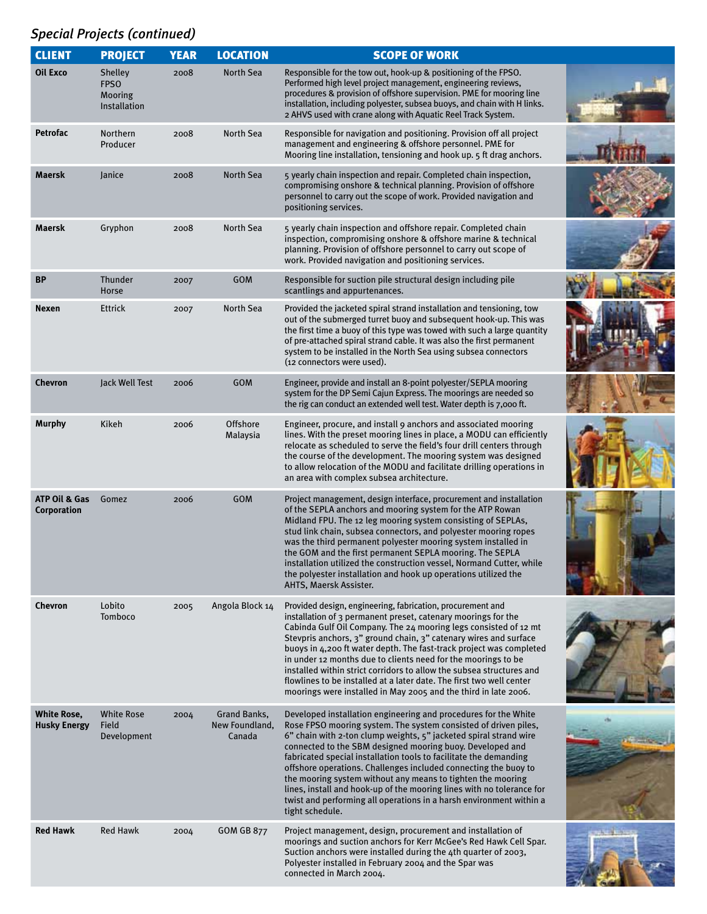## *Special Projects (continued)*

| CLIENT | PROJECT | YEAR | LOCATION | SCOPE OF WORK |
|---|---|---|---|---|
| **Oil Exco** | Shelley FPSO Mooring Installation | 2008 | North Sea | Responsible for the tow out, hook-up & positioning of the FPSO. Performed high level project management, engineering reviews, procedures & provision of offshore supervision. PME for mooring line installation, including polyester, subsea buoys, and chain with H links. 2 AHVS used with crane along with Aquatic Reel Track System. |
| **Petrofac** | Northern Producer | 2008 | North Sea | Responsible for navigation and positioning. Provision off all project management and engineering & offshore personnel. PME for Mooring line installation, tensioning and hook up. 5 ft drag anchors. |
| **Maersk** | Janice | 2008 | North Sea | 5 yearly chain inspection and repair. Completed chain inspection, compromising onshore & technical planning. Provision of offshore personnel to carry out the scope of work. Provided navigation and positioning services. |
| **Maersk** | Gryphon | 2008 | North Sea | 5 yearly chain inspection and offshore repair. Completed chain inspection, compromising onshore & offshore marine & technical planning. Provision of offshore personnel to carry out scope of work. Provided navigation and positioning services. |
| **BP** | Thunder Horse | 2007 | GOM | Responsible for suction pile structural design including pile scantlings and appurtenances. |
| **Nexen** | Ettrick | 2007 | North Sea | Provided the jacketed spiral strand installation and tensioning, tow out of the submerged turret buoy and subsequent hook-up. This was the first time a buoy of this type was towed with such a large quantity of pre-attached spiral strand cable. It was also the first permanent system to be installed in the North Sea using subsea connectors (12 connectors were used). |
| **Chevron** | Jack Well Test | 2006 | GOM | Engineer, provide and install an 8-point polyester/SEPLA mooring system for the DP Semi Cajun Express. The moorings are needed so the rig can conduct an extended well test. Water depth is 7,000 ft. |
| **Murphy** | Kikeh | 2006 | Offshore Malaysia | Engineer, procure, and install 9 anchors and associated mooring lines. With the preset mooring lines in place, a MODU can efficiently relocate as scheduled to serve the field's four drill centers through the course of the development. The mooring system was designed to allow relocation of the MODU and facilitate drilling operations in an area with complex subsea architecture. |
| **ATP Oil & Gas Corporation** | Gomez | 2006 | GOM | Project management, design interface, procurement and installation of the SEPLA anchors and mooring system for the ATP Rowan Midland FPU. The 12 leg mooring system consisting of SEPLAs, stud link chain, subsea connectors, and polyester mooring ropes was the third permanent polyester mooring system installed in the GOM and the first permanent SEPLA mooring. The SEPLA installation utilized the construction vessel, Normand Cutter, while the polyester installation and hook up operations utilized the AHTS, Maersk Assister. |
| **Chevron** | Lobito Tomboco | 2005 | Angola Block 14 | Provided design, engineering, fabrication, procurement and installation of 3 permanent preset, catenary moorings for the Cabinda Gulf Oil Company. The 24 mooring legs consisted of 12 mt Stevpris anchors, 3" ground chain, 3" catenary wires and surface buoys in 4,200 ft water depth. The fast-track project was completed in under 12 months due to clients need for the moorings to be installed within strict corridors to allow the subsea structures and flowlines to be installed at a later date. The first two well center moorings were installed in May 2005 and the third in late 2006. |
| **White Rose, Husky Energy** | White Rose Field Development | 2004 | Grand Banks, New Foundland, Canada | Developed installation engineering and procedures for the White Rose FPSO mooring system. The system consisted of driven piles, 6" chain with 2-ton clump weights, 5" jacketed spiral strand wire connected to the SBM designed mooring buoy. Developed and fabricated special installation tools to facilitate the demanding offshore operations. Challenges included connecting the buoy to the mooring system without any means to tighten the mooring lines, install and hook-up of the mooring lines with no tolerance for twist and performing all operations in a harsh environment within a tight schedule. |
| **Red Hawk** | Red Hawk | 2004 | GOM GB 877 | Project management, design, procurement and installation of moorings and suction anchors for Kerr McGee's Red Hawk Cell Spar. Suction anchors were installed during the 4th quarter of 2003, Polyester installed in February 2004 and the Spar was connected in March 2004. |